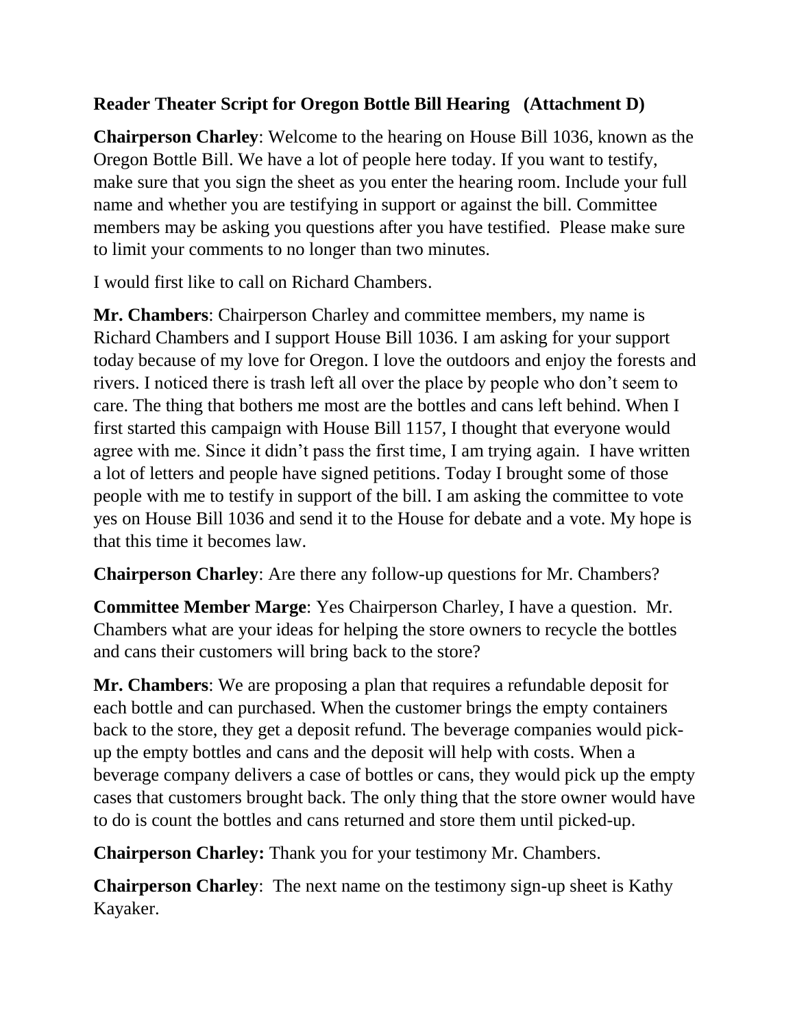**Reader Theater Script for Oregon Bottle Bill Hearing (Attachment D)**

**Chairperson Charley**: Welcome to the hearing on House Bill 1036, known as the Oregon Bottle Bill. We have a lot of people here today. If you want to testify, make sure that you sign the sheet as you enter the hearing room. Include your full name and whether you are testifying in support or against the bill. Committee members may be asking you questions after you have testified. Please make sure to limit your comments to no longer than two minutes.

I would first like to call on Richard Chambers.

**Mr. Chambers**: Chairperson Charley and committee members, my name is Richard Chambers and I support House Bill 1036. I am asking for your support today because of my love for Oregon. I love the outdoors and enjoy the forests and rivers. I noticed there is trash left all over the place by people who don't seem to care. The thing that bothers me most are the bottles and cans left behind. When I first started this campaign with House Bill 1157, I thought that everyone would agree with me. Since it didn't pass the first time, I am trying again. I have written a lot of letters and people have signed petitions. Today I brought some of those people with me to testify in support of the bill. I am asking the committee to vote yes on House Bill 1036 and send it to the House for debate and a vote. My hope is that this time it becomes law.

**Chairperson Charley**: Are there any follow-up questions for Mr. Chambers?

**Committee Member Marge**: Yes Chairperson Charley, I have a question. Mr. Chambers what are your ideas for helping the store owners to recycle the bottles and cans their customers will bring back to the store?

**Mr. Chambers**: We are proposing a plan that requires a refundable deposit for each bottle and can purchased. When the customer brings the empty containers back to the store, they get a deposit refund. The beverage companies would pick-up the empty bottles and cans and the deposit will help with costs. When a beverage company delivers a case of bottles or cans, they would pick up the empty cases that customers brought back. The only thing that the store owner would have to do is count the bottles and cans returned and store them until picked-up.

**Chairperson Charley:** Thank you for your testimony Mr. Chambers.

**Chairperson Charley**: The next name on the testimony sign-up sheet is Kathy Kayaker.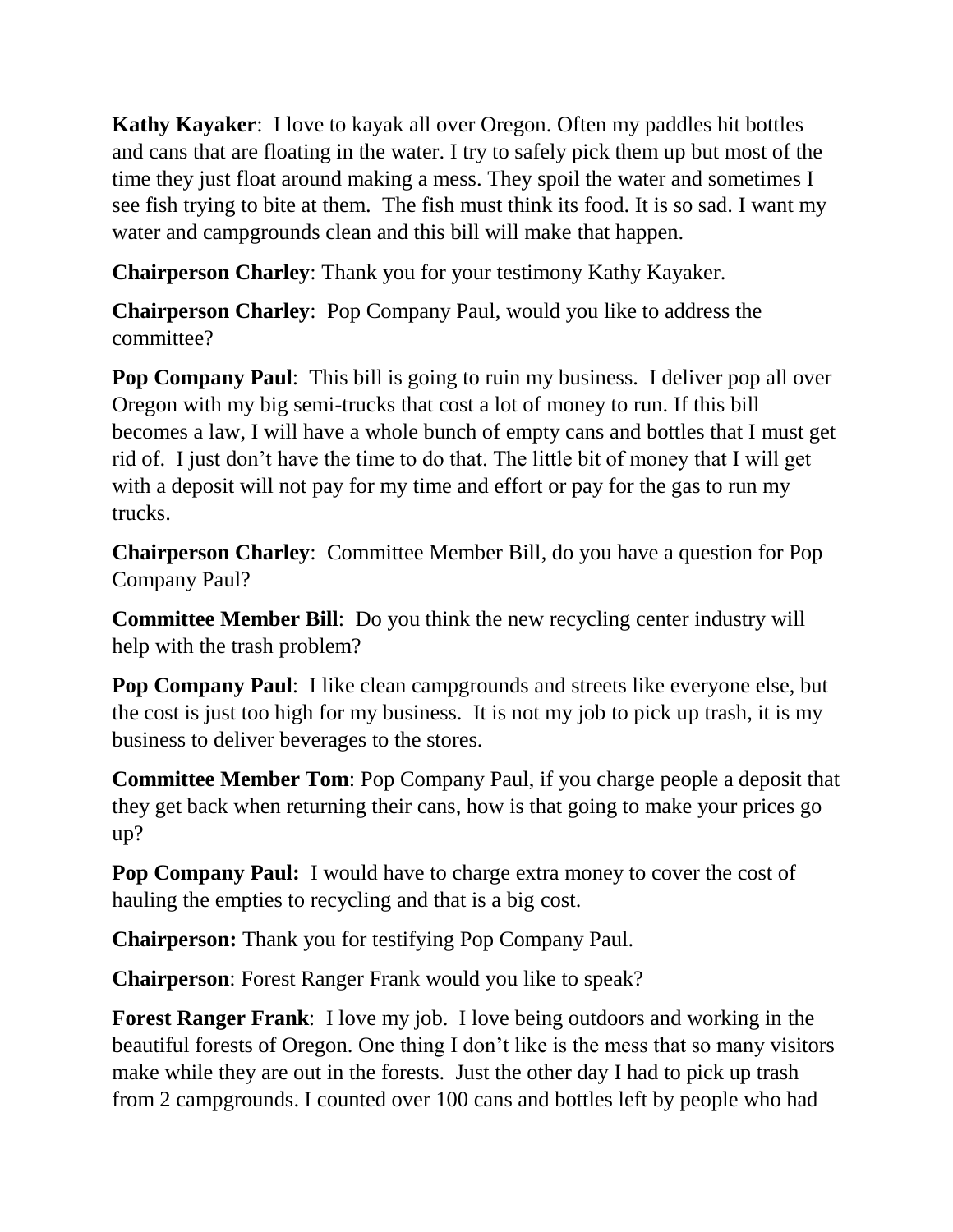**Kathy Kayaker**: I love to kayak all over Oregon. Often my paddles hit bottles and cans that are floating in the water. I try to safely pick them up but most of the time they just float around making a mess. They spoil the water and sometimes I see fish trying to bite at them. The fish must think its food. It is so sad. I want my water and campgrounds clean and this bill will make that happen.

**Chairperson Charley**: Thank you for your testimony Kathy Kayaker.

**Chairperson Charley**: Pop Company Paul, would you like to address the committee?

**Pop Company Paul**: This bill is going to ruin my business. I deliver pop all over Oregon with my big semi-trucks that cost a lot of money to run. If this bill becomes a law, I will have a whole bunch of empty cans and bottles that I must get rid of. I just don't have the time to do that. The little bit of money that I will get with a deposit will not pay for my time and effort or pay for the gas to run my trucks.

**Chairperson Charley**: Committee Member Bill, do you have a question for Pop Company Paul?

**Committee Member Bill**: Do you think the new recycling center industry will help with the trash problem?

**Pop Company Paul**: I like clean campgrounds and streets like everyone else, but the cost is just too high for my business. It is not my job to pick up trash, it is my business to deliver beverages to the stores.

**Committee Member Tom**: Pop Company Paul, if you charge people a deposit that they get back when returning their cans, how is that going to make your prices go up?

**Pop Company Paul:** I would have to charge extra money to cover the cost of hauling the empties to recycling and that is a big cost.

**Chairperson:** Thank you for testifying Pop Company Paul.

**Chairperson**: Forest Ranger Frank would you like to speak?

**Forest Ranger Frank**: I love my job. I love being outdoors and working in the beautiful forests of Oregon. One thing I don't like is the mess that so many visitors make while they are out in the forests. Just the other day I had to pick up trash from 2 campgrounds. I counted over 100 cans and bottles left by people who had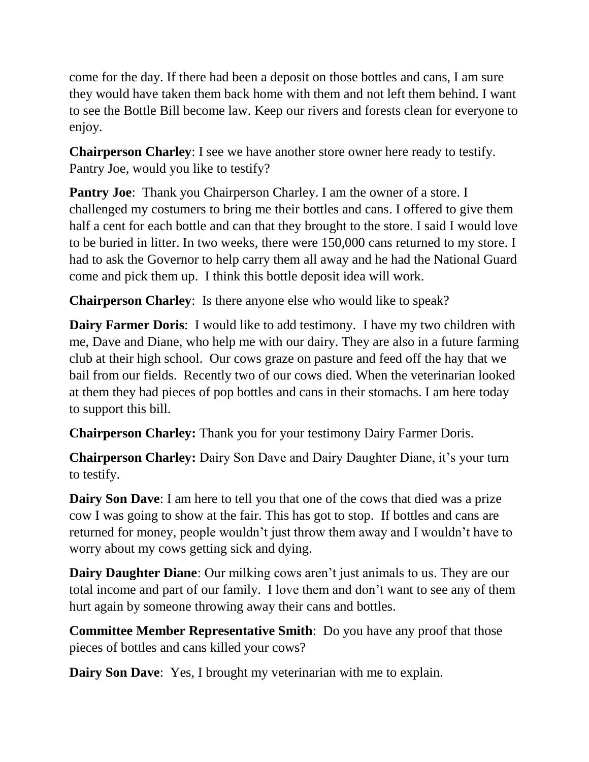come for the day. If there had been a deposit on those bottles and cans, I am sure they would have taken them back home with them and not left them behind. I want to see the Bottle Bill become law. Keep our rivers and forests clean for everyone to enjoy.

**Chairperson Charley**: I see we have another store owner here ready to testify. Pantry Joe, would you like to testify?

**Pantry Joe**: Thank you Chairperson Charley. I am the owner of a store. I challenged my costumers to bring me their bottles and cans. I offered to give them half a cent for each bottle and can that they brought to the store. I said I would love to be buried in litter. In two weeks, there were 150,000 cans returned to my store. I had to ask the Governor to help carry them all away and he had the National Guard come and pick them up. I think this bottle deposit idea will work.

**Chairperson Charley**: Is there anyone else who would like to speak?

**Dairy Farmer Doris**: I would like to add testimony. I have my two children with me, Dave and Diane, who help me with our dairy. They are also in a future farming club at their high school. Our cows graze on pasture and feed off the hay that we bail from our fields. Recently two of our cows died. When the veterinarian looked at them they had pieces of pop bottles and cans in their stomachs. I am here today to support this bill.

**Chairperson Charley:** Thank you for your testimony Dairy Farmer Doris.

**Chairperson Charley:** Dairy Son Dave and Dairy Daughter Diane, it's your turn to testify.

**Dairy Son Dave**: I am here to tell you that one of the cows that died was a prize cow I was going to show at the fair. This has got to stop. If bottles and cans are returned for money, people wouldn't just throw them away and I wouldn't have to worry about my cows getting sick and dying.

**Dairy Daughter Diane**: Our milking cows aren't just animals to us. They are our total income and part of our family. I love them and don't want to see any of them hurt again by someone throwing away their cans and bottles.

**Committee Member Representative Smith**: Do you have any proof that those pieces of bottles and cans killed your cows?

**Dairy Son Dave**: Yes, I brought my veterinarian with me to explain.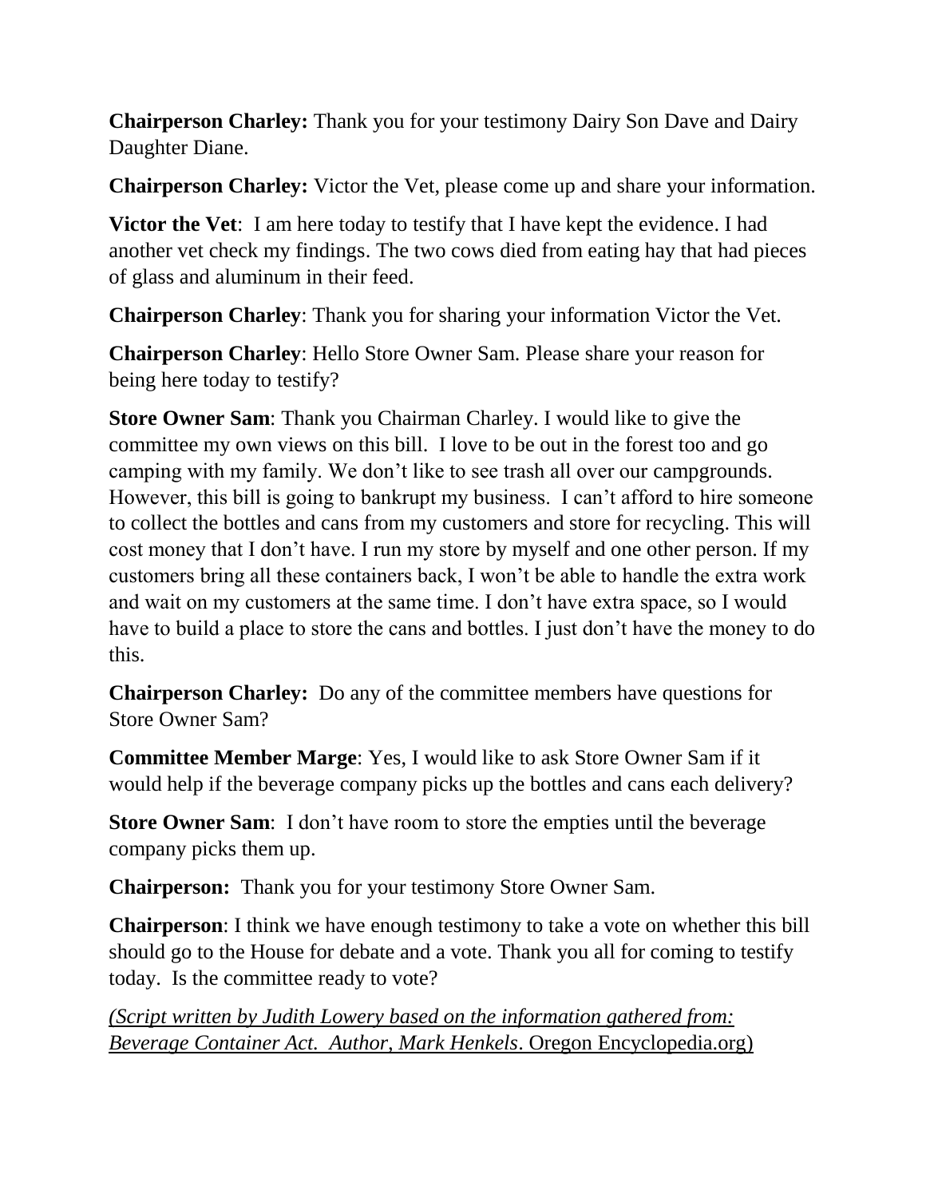**Chairperson Charley:** Thank you for your testimony Dairy Son Dave and Dairy Daughter Diane.

**Chairperson Charley:** Victor the Vet, please come up and share your information.

**Victor the Vet**: I am here today to testify that I have kept the evidence. I had another vet check my findings. The two cows died from eating hay that had pieces of glass and aluminum in their feed.

**Chairperson Charley**: Thank you for sharing your information Victor the Vet.

**Chairperson Charley**: Hello Store Owner Sam. Please share your reason for being here today to testify?

**Store Owner Sam**: Thank you Chairman Charley. I would like to give the committee my own views on this bill. I love to be out in the forest too and go camping with my family. We don't like to see trash all over our campgrounds. However, this bill is going to bankrupt my business. I can't afford to hire someone to collect the bottles and cans from my customers and store for recycling. This will cost money that I don't have. I run my store by myself and one other person. If my customers bring all these containers back, I won't be able to handle the extra work and wait on my customers at the same time. I don't have extra space, so I would have to build a place to store the cans and bottles. I just don't have the money to do this.

**Chairperson Charley:** Do any of the committee members have questions for Store Owner Sam?

**Committee Member Marge**: Yes, I would like to ask Store Owner Sam if it would help if the beverage company picks up the bottles and cans each delivery?

**Store Owner Sam**: I don't have room to store the empties until the beverage company picks them up.

**Chairperson:** Thank you for your testimony Store Owner Sam.

**Chairperson**: I think we have enough testimony to take a vote on whether this bill should go to the House for debate and a vote. Thank you all for coming to testify today. Is the committee ready to vote?

*(Script written by Judith Lowery based on the information gathered from: Beverage Container Act. Author, Mark Henkels*. Oregon Encyclopedia.org)